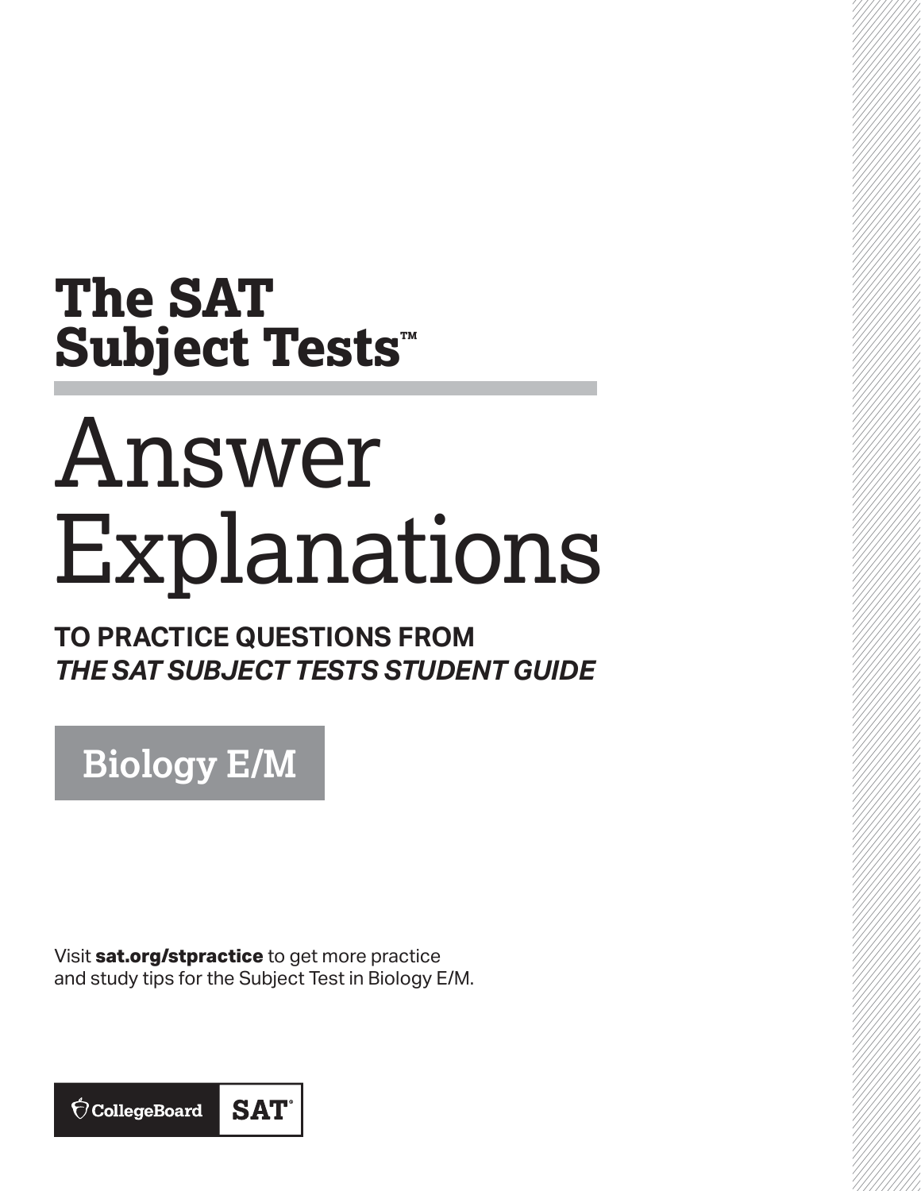# The SAT Subject Tests™

# Answer Explanations

**TO PRACTICE QUESTIONS FROM**
***THE SAT SUBJECT TESTS STUDENT GUIDE***

## Biology E/M

Visit **sat.org/stpractice** to get more practice and study tips for the Subject Test in Biology E/M.

CollegeBoard SAT®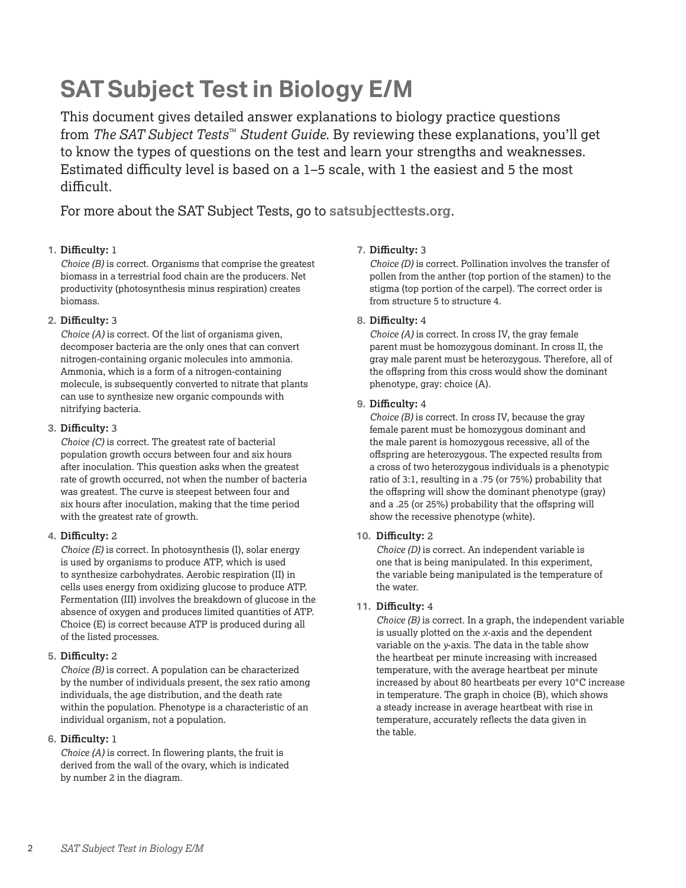# SAT Subject Test in Biology E/M

This document gives detailed answer explanations to biology practice questions from *The SAT Subject Tests™ Student Guide*. By reviewing these explanations, you'll get to know the types of questions on the test and learn your strengths and weaknesses. Estimated difficulty level is based on a 1–5 scale, with 1 the easiest and 5 the most difficult.

For more about the SAT Subject Tests, go to **satsubjecttests.org**.

1. **Difficulty:** 1
   *Choice (B)* is correct. Organisms that comprise the greatest biomass in a terrestrial food chain are the producers. Net productivity (photosynthesis minus respiration) creates biomass.

2. **Difficulty:** 3
   *Choice (A)* is correct. Of the list of organisms given, decomposer bacteria are the only ones that can convert nitrogen-containing organic molecules into ammonia. Ammonia, which is a form of a nitrogen-containing molecule, is subsequently converted to nitrate that plants can use to synthesize new organic compounds with nitrifying bacteria.

3. **Difficulty:** 3
   *Choice (C)* is correct. The greatest rate of bacterial population growth occurs between four and six hours after inoculation. This question asks when the greatest rate of growth occurred, not when the number of bacteria was greatest. The curve is steepest between four and six hours after inoculation, making that the time period with the greatest rate of growth.

4. **Difficulty:** 2
   *Choice (E)* is correct. In photosynthesis (I), solar energy is used by organisms to produce ATP, which is used to synthesize carbohydrates. Aerobic respiration (II) in cells uses energy from oxidizing glucose to produce ATP. Fermentation (III) involves the breakdown of glucose in the absence of oxygen and produces limited quantities of ATP. Choice (E) is correct because ATP is produced during all of the listed processes.

5. **Difficulty:** 2
   *Choice (B)* is correct. A population can be characterized by the number of individuals present, the sex ratio among individuals, the age distribution, and the death rate within the population. Phenotype is a characteristic of an individual organism, not a population.

6. **Difficulty:** 1
   *Choice (A)* is correct. In flowering plants, the fruit is derived from the wall of the ovary, which is indicated by number 2 in the diagram.

7. **Difficulty:** 3
   *Choice (D)* is correct. Pollination involves the transfer of pollen from the anther (top portion of the stamen) to the stigma (top portion of the carpel). The correct order is from structure 5 to structure 4.

8. **Difficulty:** 4
   *Choice (A)* is correct. In cross IV, the gray female parent must be homozygous dominant. In cross II, the gray male parent must be heterozygous. Therefore, all of the offspring from this cross would show the dominant phenotype, gray: choice (A).

9. **Difficulty:** 4
   *Choice (B)* is correct. In cross IV, because the gray female parent must be homozygous dominant and the male parent is homozygous recessive, all of the offspring are heterozygous. The expected results from a cross of two heterozygous individuals is a phenotypic ratio of 3:1, resulting in a .75 (or 75%) probability that the offspring will show the dominant phenotype (gray) and a .25 (or 25%) probability that the offspring will show the recessive phenotype (white).

10. **Difficulty:** 2
    *Choice (D)* is correct. An independent variable is one that is being manipulated. In this experiment, the variable being manipulated is the temperature of the water.

11. **Difficulty:** 4
    *Choice (B)* is correct. In a graph, the independent variable is usually plotted on the *x*-axis and the dependent variable on the *y*-axis. The data in the table show the heartbeat per minute increasing with increased temperature, with the average heartbeat per minute increased by about 80 heartbeats per every 10°C increase in temperature. The graph in choice (B), which shows a steady increase in average heartbeat with rise in temperature, accurately reflects the data given in the table.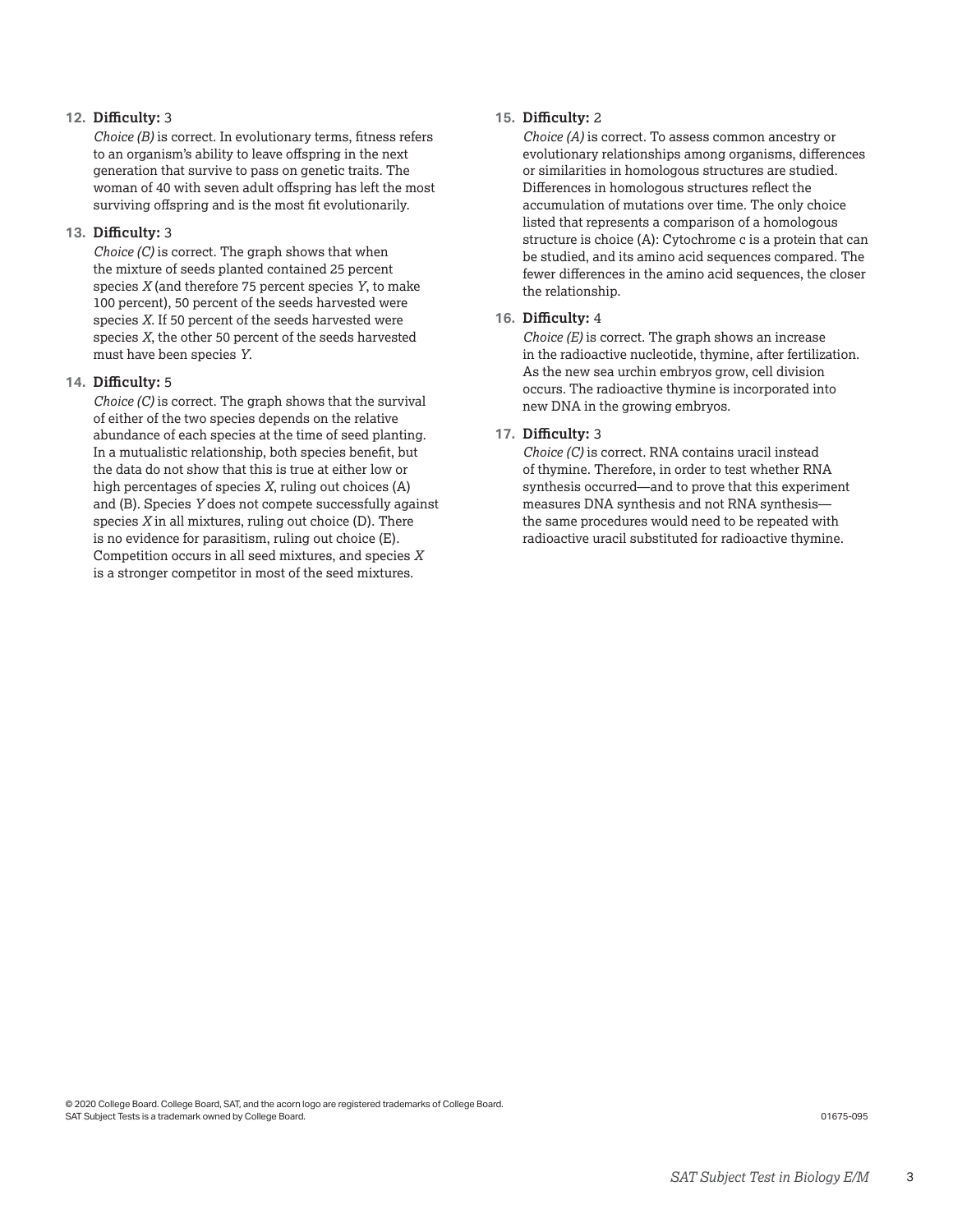**12. Difficulty:** 3

*Choice (B)* is correct. In evolutionary terms, fitness refers to an organism's ability to leave offspring in the next generation that survive to pass on genetic traits. The woman of 40 with seven adult offspring has left the most surviving offspring and is the most fit evolutionarily.

**13. Difficulty:** 3

*Choice (C)* is correct. The graph shows that when the mixture of seeds planted contained 25 percent species *X* (and therefore 75 percent species *Y*, to make 100 percent), 50 percent of the seeds harvested were species *X*. If 50 percent of the seeds harvested were species *X*, the other 50 percent of the seeds harvested must have been species *Y*.

**14. Difficulty:** 5

*Choice (C)* is correct. The graph shows that the survival of either of the two species depends on the relative abundance of each species at the time of seed planting. In a mutualistic relationship, both species benefit, but the data do not show that this is true at either low or high percentages of species *X*, ruling out choices (A) and (B). Species *Y* does not compete successfully against species *X* in all mixtures, ruling out choice (D). There is no evidence for parasitism, ruling out choice (E). Competition occurs in all seed mixtures, and species *X* is a stronger competitor in most of the seed mixtures.

**15. Difficulty:** 2

*Choice (A)* is correct. To assess common ancestry or evolutionary relationships among organisms, differences or similarities in homologous structures are studied. Differences in homologous structures reflect the accumulation of mutations over time. The only choice listed that represents a comparison of a homologous structure is choice (A): Cytochrome c is a protein that can be studied, and its amino acid sequences compared. The fewer differences in the amino acid sequences, the closer the relationship.

**16. Difficulty:** 4

*Choice (E)* is correct. The graph shows an increase in the radioactive nucleotide, thymine, after fertilization. As the new sea urchin embryos grow, cell division occurs. The radioactive thymine is incorporated into new DNA in the growing embryos.

**17. Difficulty:** 3

*Choice (C)* is correct. RNA contains uracil instead of thymine. Therefore, in order to test whether RNA synthesis occurred—and to prove that this experiment measures DNA synthesis and not RNA synthesis—the same procedures would need to be repeated with radioactive uracil substituted for radioactive thymine.

© 2020 College Board. College Board, SAT, and the acorn logo are registered trademarks of College Board. SAT Subject Tests is a trademark owned by College Board.

01675-095